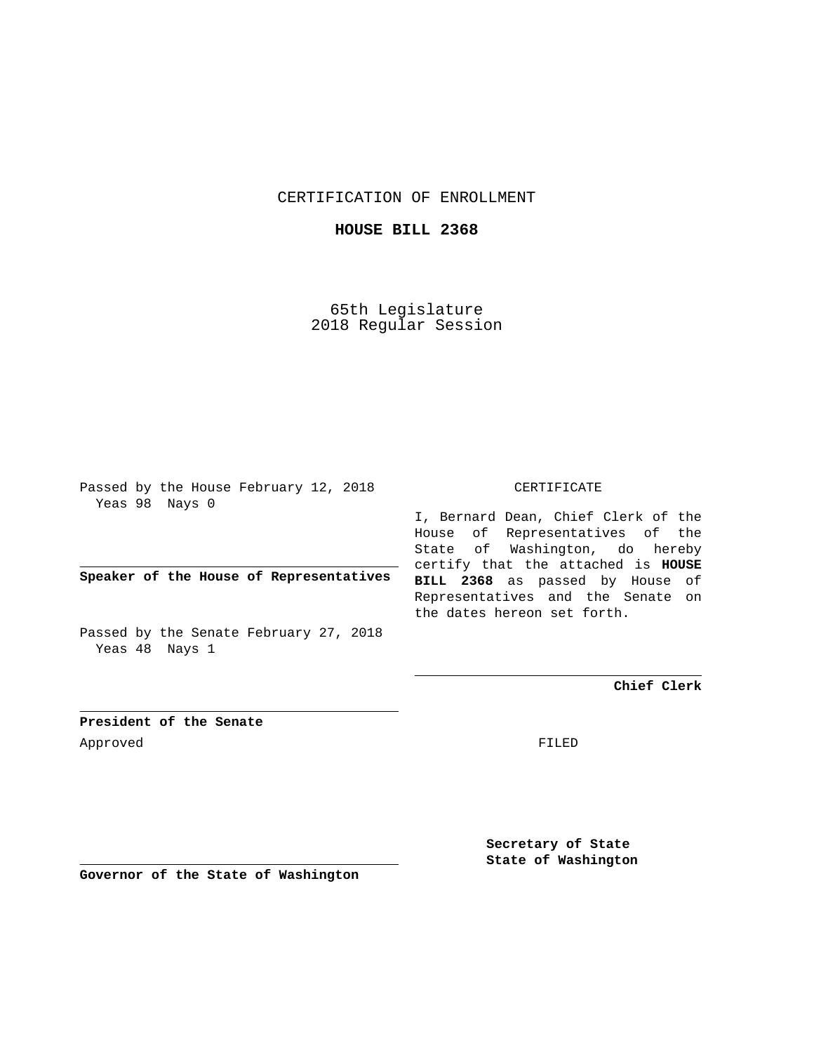CERTIFICATION OF ENROLLMENT

**HOUSE BILL 2368**

65th Legislature
2018 Regular Session

Passed by the House February 12, 2018
Yeas 98 Nays 0

**Speaker of the House of Representatives**

Passed by the Senate February 27, 2018
Yeas 48 Nays 1

**President of the Senate**

Approved

**Governor of the State of Washington**

CERTIFICATE

I, Bernard Dean, Chief Clerk of the House of Representatives of the State of Washington, do hereby certify that the attached is **HOUSE BILL 2368** as passed by House of Representatives and the Senate on the dates hereon set forth.

**Chief Clerk**

FILED

**Secretary of State**
**State of Washington**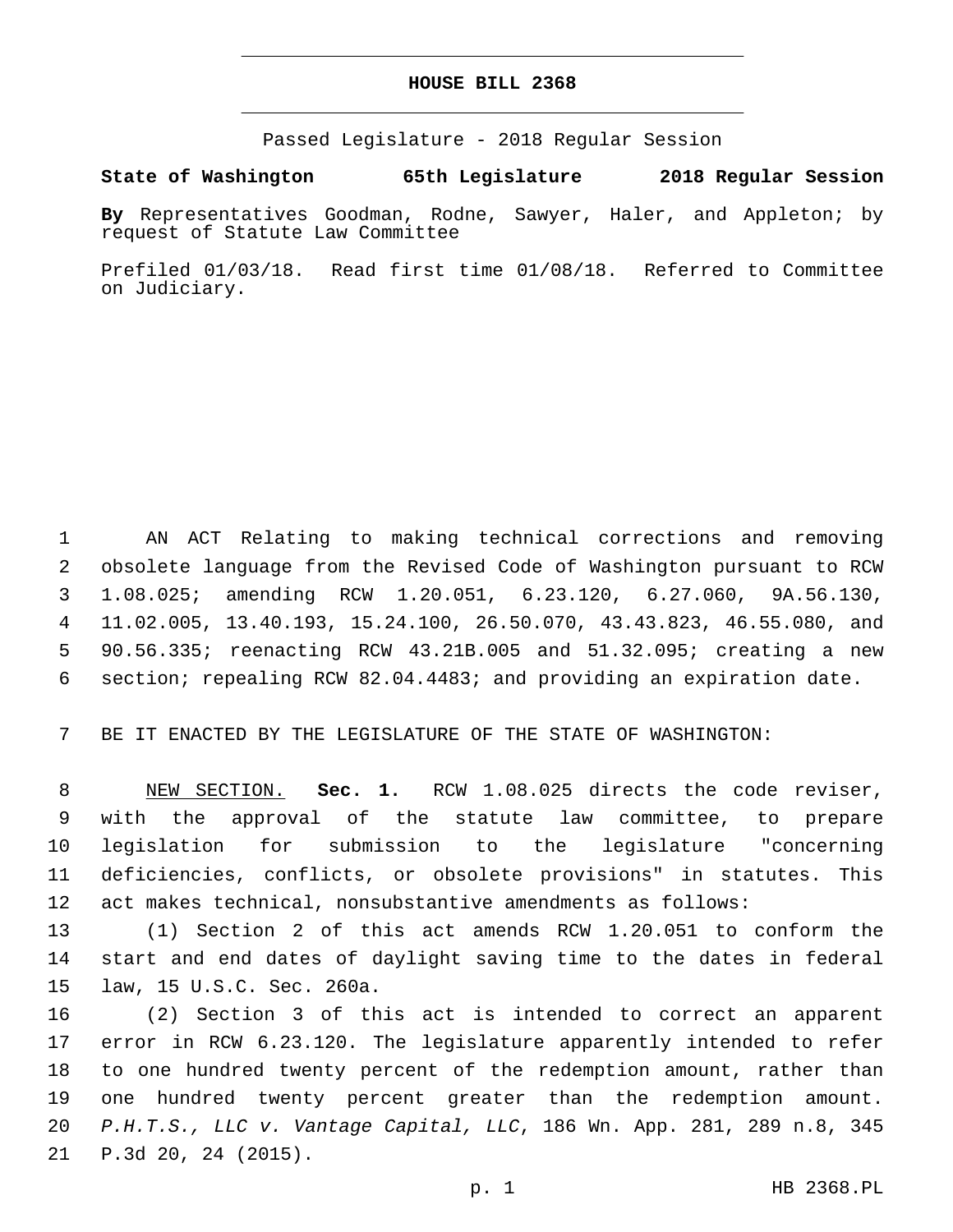# HOUSE BILL 2368

Passed Legislature - 2018 Regular Session

**State of Washington 65th Legislature 2018 Regular Session**

**By** Representatives Goodman, Rodne, Sawyer, Haler, and Appleton; by request of Statute Law Committee

Prefiled 01/03/18. Read first time 01/08/18. Referred to Committee on Judiciary.

AN ACT Relating to making technical corrections and removing obsolete language from the Revised Code of Washington pursuant to RCW 1.08.025; amending RCW 1.20.051, 6.23.120, 6.27.060, 9A.56.130, 11.02.005, 13.40.193, 15.24.100, 26.50.070, 43.43.823, 46.55.080, and 90.56.335; reenacting RCW 43.21B.005 and 51.32.095; creating a new section; repealing RCW 82.04.4483; and providing an expiration date.

BE IT ENACTED BY THE LEGISLATURE OF THE STATE OF WASHINGTON:

NEW SECTION. **Sec. 1.** RCW 1.08.025 directs the code reviser, with the approval of the statute law committee, to prepare legislation for submission to the legislature "concerning deficiencies, conflicts, or obsolete provisions" in statutes. This act makes technical, nonsubstantive amendments as follows:

(1) Section 2 of this act amends RCW 1.20.051 to conform the start and end dates of daylight saving time to the dates in federal law, 15 U.S.C. Sec. 260a.

(2) Section 3 of this act is intended to correct an apparent error in RCW 6.23.120. The legislature apparently intended to refer to one hundred twenty percent of the redemption amount, rather than one hundred twenty percent greater than the redemption amount. *P.H.T.S., LLC v. Vantage Capital, LLC*, 186 Wn. App. 281, 289 n.8, 345 P.3d 20, 24 (2015).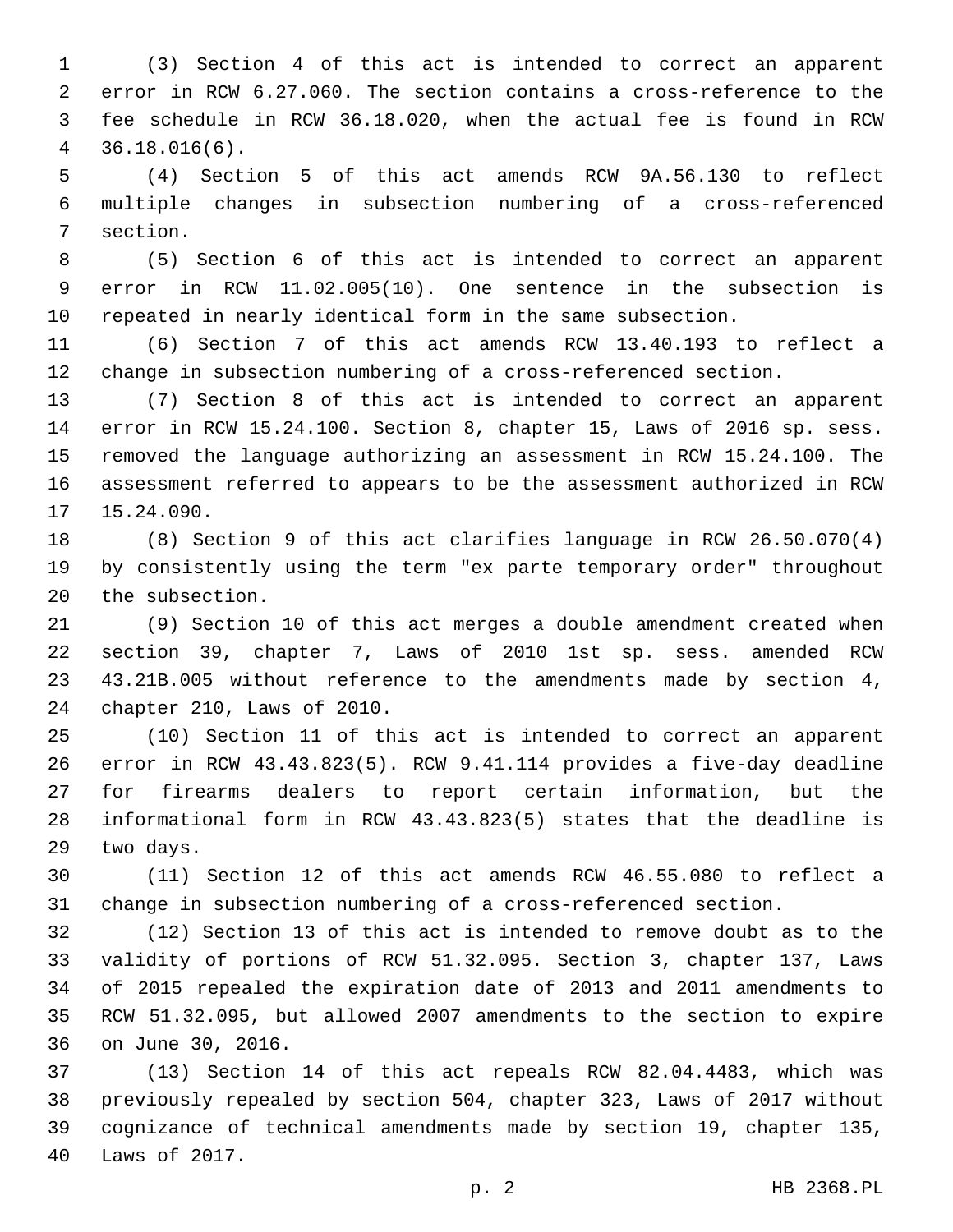(3) Section 4 of this act is intended to correct an apparent error in RCW 6.27.060. The section contains a cross-reference to the fee schedule in RCW 36.18.020, when the actual fee is found in RCW 36.18.016(6).

(4) Section 5 of this act amends RCW 9A.56.130 to reflect multiple changes in subsection numbering of a cross-referenced section.

(5) Section 6 of this act is intended to correct an apparent error in RCW 11.02.005(10). One sentence in the subsection is repeated in nearly identical form in the same subsection.

(6) Section 7 of this act amends RCW 13.40.193 to reflect a change in subsection numbering of a cross-referenced section.

(7) Section 8 of this act is intended to correct an apparent error in RCW 15.24.100. Section 8, chapter 15, Laws of 2016 sp. sess. removed the language authorizing an assessment in RCW 15.24.100. The assessment referred to appears to be the assessment authorized in RCW 15.24.090.

(8) Section 9 of this act clarifies language in RCW 26.50.070(4) by consistently using the term "ex parte temporary order" throughout the subsection.

(9) Section 10 of this act merges a double amendment created when section 39, chapter 7, Laws of 2010 1st sp. sess. amended RCW 43.21B.005 without reference to the amendments made by section 4, chapter 210, Laws of 2010.

(10) Section 11 of this act is intended to correct an apparent error in RCW 43.43.823(5). RCW 9.41.114 provides a five-day deadline for firearms dealers to report certain information, but the informational form in RCW 43.43.823(5) states that the deadline is two days.

(11) Section 12 of this act amends RCW 46.55.080 to reflect a change in subsection numbering of a cross-referenced section.

(12) Section 13 of this act is intended to remove doubt as to the validity of portions of RCW 51.32.095. Section 3, chapter 137, Laws of 2015 repealed the expiration date of 2013 and 2011 amendments to RCW 51.32.095, but allowed 2007 amendments to the section to expire on June 30, 2016.

(13) Section 14 of this act repeals RCW 82.04.4483, which was previously repealed by section 504, chapter 323, Laws of 2017 without cognizance of technical amendments made by section 19, chapter 135, Laws of 2017.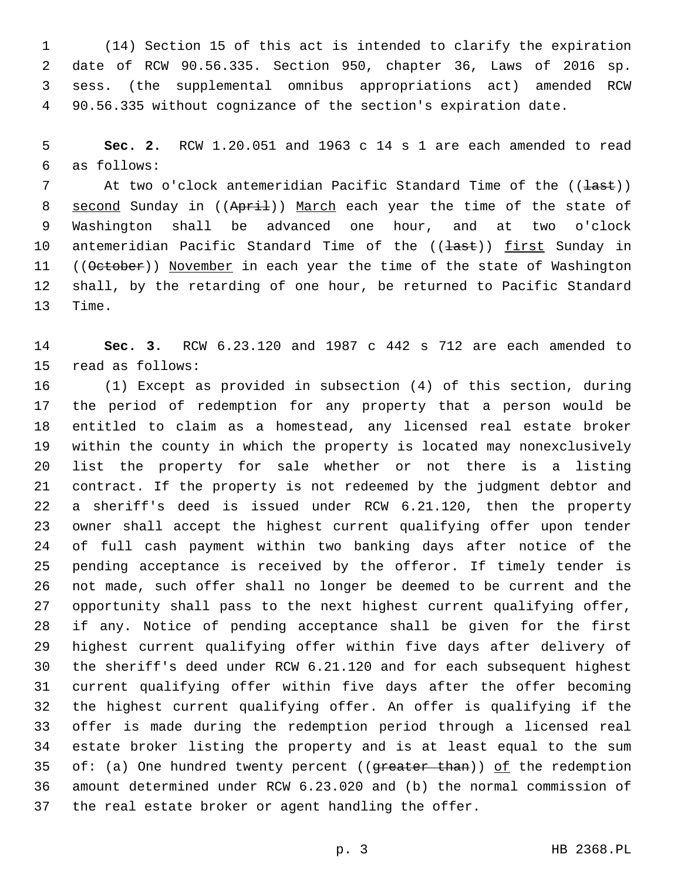(14) Section 15 of this act is intended to clarify the expiration date of RCW 90.56.335. Section 950, chapter 36, Laws of 2016 sp. sess. (the supplemental omnibus appropriations act) amended RCW 90.56.335 without cognizance of the section's expiration date.

**Sec. 2.** RCW 1.20.051 and 1963 c 14 s 1 are each amended to read as follows:

At two o'clock antemeridian Pacific Standard Time of the ((~~last~~)) <u>second</u> Sunday in ((~~April~~)) <u>March</u> each year the time of the state of Washington shall be advanced one hour, and at two o'clock antemeridian Pacific Standard Time of the ((~~last~~)) <u>first</u> Sunday in ((~~October~~)) <u>November</u> in each year the time of the state of Washington shall, by the retarding of one hour, be returned to Pacific Standard Time.

**Sec. 3.** RCW 6.23.120 and 1987 c 442 s 712 are each amended to read as follows:

(1) Except as provided in subsection (4) of this section, during the period of redemption for any property that a person would be entitled to claim as a homestead, any licensed real estate broker within the county in which the property is located may nonexclusively list the property for sale whether or not there is a listing contract. If the property is not redeemed by the judgment debtor and a sheriff's deed is issued under RCW 6.21.120, then the property owner shall accept the highest current qualifying offer upon tender of full cash payment within two banking days after notice of the pending acceptance is received by the offeror. If timely tender is not made, such offer shall no longer be deemed to be current and the opportunity shall pass to the next highest current qualifying offer, if any. Notice of pending acceptance shall be given for the first highest current qualifying offer within five days after delivery of the sheriff's deed under RCW 6.21.120 and for each subsequent highest current qualifying offer within five days after the offer becoming the highest current qualifying offer. An offer is qualifying if the offer is made during the redemption period through a licensed real estate broker listing the property and is at least equal to the sum of: (a) One hundred twenty percent ((~~greater than~~)) <u>of</u> the redemption amount determined under RCW 6.23.020 and (b) the normal commission of the real estate broker or agent handling the offer.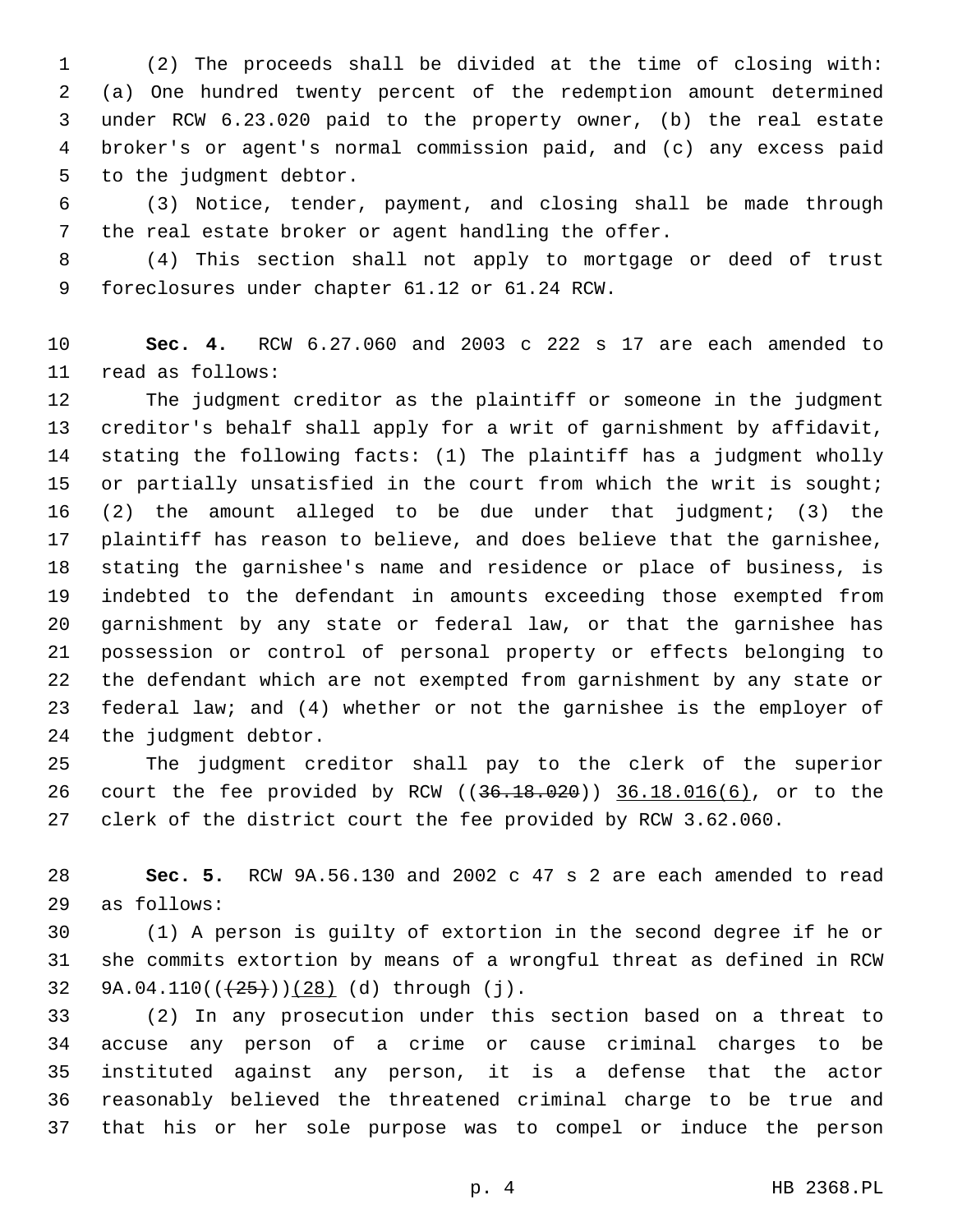(2) The proceeds shall be divided at the time of closing with: (a) One hundred twenty percent of the redemption amount determined under RCW 6.23.020 paid to the property owner, (b) the real estate broker's or agent's normal commission paid, and (c) any excess paid to the judgment debtor.

(3) Notice, tender, payment, and closing shall be made through the real estate broker or agent handling the offer.

(4) This section shall not apply to mortgage or deed of trust foreclosures under chapter 61.12 or 61.24 RCW.

**Sec. 4.** RCW 6.27.060 and 2003 c 222 s 17 are each amended to read as follows:

The judgment creditor as the plaintiff or someone in the judgment creditor's behalf shall apply for a writ of garnishment by affidavit, stating the following facts: (1) The plaintiff has a judgment wholly or partially unsatisfied in the court from which the writ is sought; (2) the amount alleged to be due under that judgment; (3) the plaintiff has reason to believe, and does believe that the garnishee, stating the garnishee's name and residence or place of business, is indebted to the defendant in amounts exceeding those exempted from garnishment by any state or federal law, or that the garnishee has possession or control of personal property or effects belonging to the defendant which are not exempted from garnishment by any state or federal law; and (4) whether or not the garnishee is the employer of the judgment debtor.

The judgment creditor shall pay to the clerk of the superior court the fee provided by RCW ((~~36.18.020~~)) <u>36.18.016(6)</u>, or to the clerk of the district court the fee provided by RCW 3.62.060.

**Sec. 5.** RCW 9A.56.130 and 2002 c 47 s 2 are each amended to read as follows:

(1) A person is guilty of extortion in the second degree if he or she commits extortion by means of a wrongful threat as defined in RCW 9A.04.110((~~(25)~~))<u>(28)</u> (d) through (j).

(2) In any prosecution under this section based on a threat to accuse any person of a crime or cause criminal charges to be instituted against any person, it is a defense that the actor reasonably believed the threatened criminal charge to be true and that his or her sole purpose was to compel or induce the person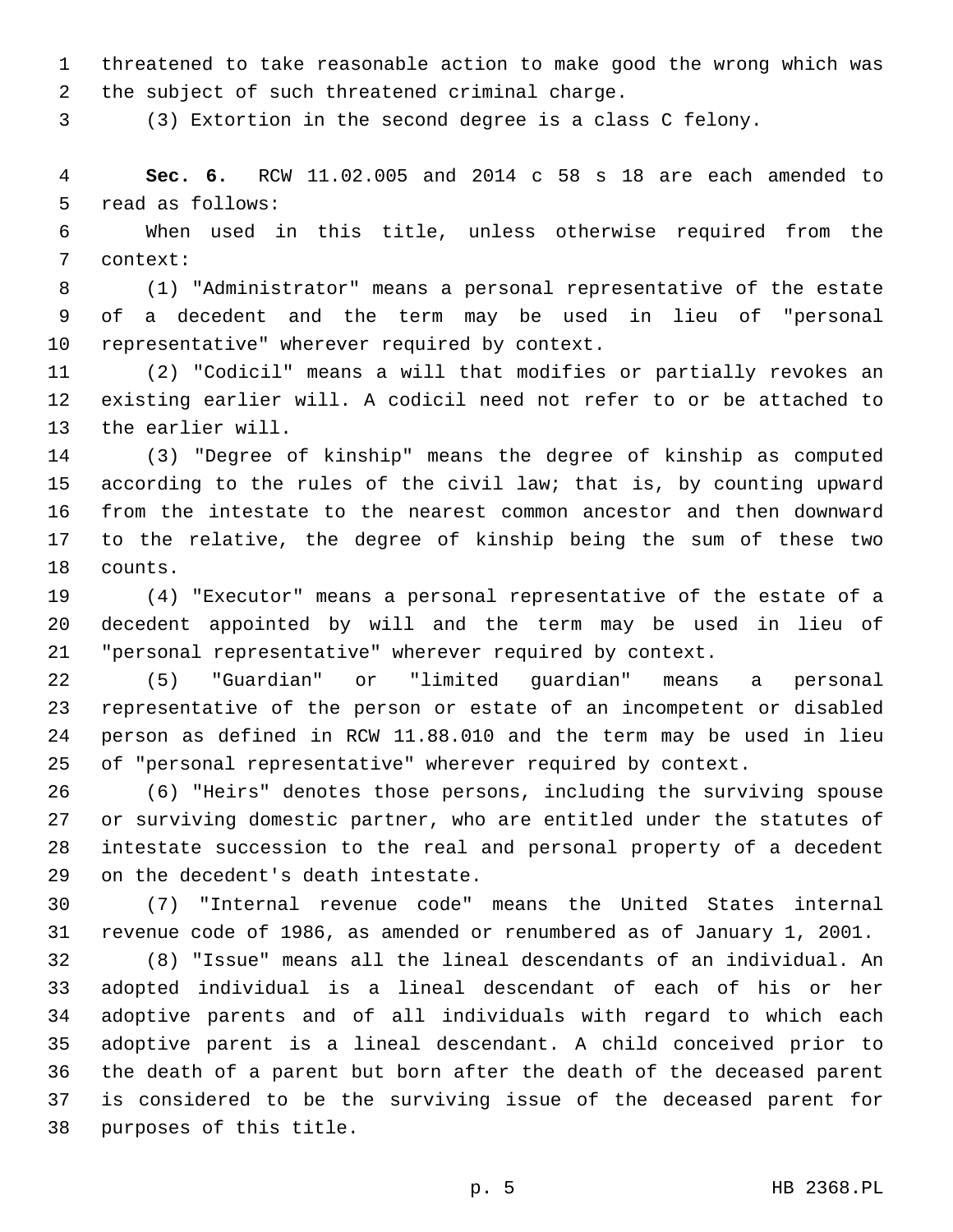threatened to take reasonable action to make good the wrong which was the subject of such threatened criminal charge.

(3) Extortion in the second degree is a class C felony.

**Sec. 6.** RCW 11.02.005 and 2014 c 58 s 18 are each amended to read as follows:

When used in this title, unless otherwise required from the context:

(1) "Administrator" means a personal representative of the estate of a decedent and the term may be used in lieu of "personal representative" wherever required by context.

(2) "Codicil" means a will that modifies or partially revokes an existing earlier will. A codicil need not refer to or be attached to the earlier will.

(3) "Degree of kinship" means the degree of kinship as computed according to the rules of the civil law; that is, by counting upward from the intestate to the nearest common ancestor and then downward to the relative, the degree of kinship being the sum of these two counts.

(4) "Executor" means a personal representative of the estate of a decedent appointed by will and the term may be used in lieu of "personal representative" wherever required by context.

(5) "Guardian" or "limited guardian" means a personal representative of the person or estate of an incompetent or disabled person as defined in RCW 11.88.010 and the term may be used in lieu of "personal representative" wherever required by context.

(6) "Heirs" denotes those persons, including the surviving spouse or surviving domestic partner, who are entitled under the statutes of intestate succession to the real and personal property of a decedent on the decedent's death intestate.

(7) "Internal revenue code" means the United States internal revenue code of 1986, as amended or renumbered as of January 1, 2001.

(8) "Issue" means all the lineal descendants of an individual. An adopted individual is a lineal descendant of each of his or her adoptive parents and of all individuals with regard to which each adoptive parent is a lineal descendant. A child conceived prior to the death of a parent but born after the death of the deceased parent is considered to be the surviving issue of the deceased parent for purposes of this title.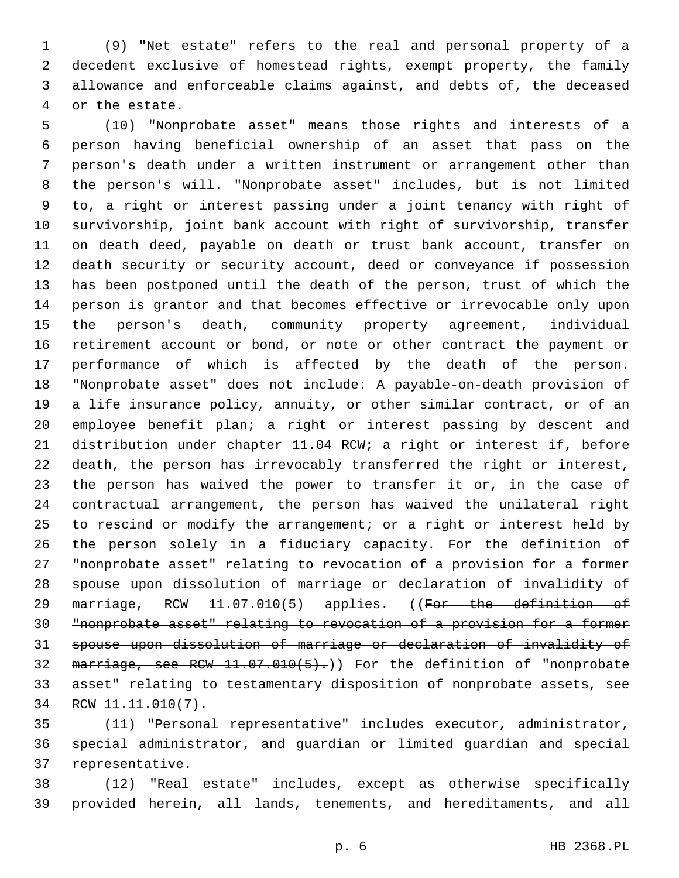(9) "Net estate" refers to the real and personal property of a decedent exclusive of homestead rights, exempt property, the family allowance and enforceable claims against, and debts of, the deceased or the estate.

(10) "Nonprobate asset" means those rights and interests of a person having beneficial ownership of an asset that pass on the person's death under a written instrument or arrangement other than the person's will. "Nonprobate asset" includes, but is not limited to, a right or interest passing under a joint tenancy with right of survivorship, joint bank account with right of survivorship, transfer on death deed, payable on death or trust bank account, transfer on death security or security account, deed or conveyance if possession has been postponed until the death of the person, trust of which the person is grantor and that becomes effective or irrevocable only upon the person's death, community property agreement, individual retirement account or bond, or note or other contract the payment or performance of which is affected by the death of the person. "Nonprobate asset" does not include: A payable-on-death provision of a life insurance policy, annuity, or other similar contract, or of an employee benefit plan; a right or interest passing by descent and distribution under chapter 11.04 RCW; a right or interest if, before death, the person has irrevocably transferred the right or interest, the person has waived the power to transfer it or, in the case of contractual arrangement, the person has waived the unilateral right to rescind or modify the arrangement; or a right or interest held by the person solely in a fiduciary capacity. For the definition of "nonprobate asset" relating to revocation of a provision for a former spouse upon dissolution of marriage or declaration of invalidity of marriage, RCW 11.07.010(5) applies. ((~~For the definition of "nonprobate asset" relating to revocation of a provision for a former spouse upon dissolution of marriage or declaration of invalidity of marriage, see RCW 11.07.010(5).~~)) For the definition of "nonprobate asset" relating to testamentary disposition of nonprobate assets, see RCW 11.11.010(7).

(11) "Personal representative" includes executor, administrator, special administrator, and guardian or limited guardian and special representative.

(12) "Real estate" includes, except as otherwise specifically provided herein, all lands, tenements, and hereditaments, and all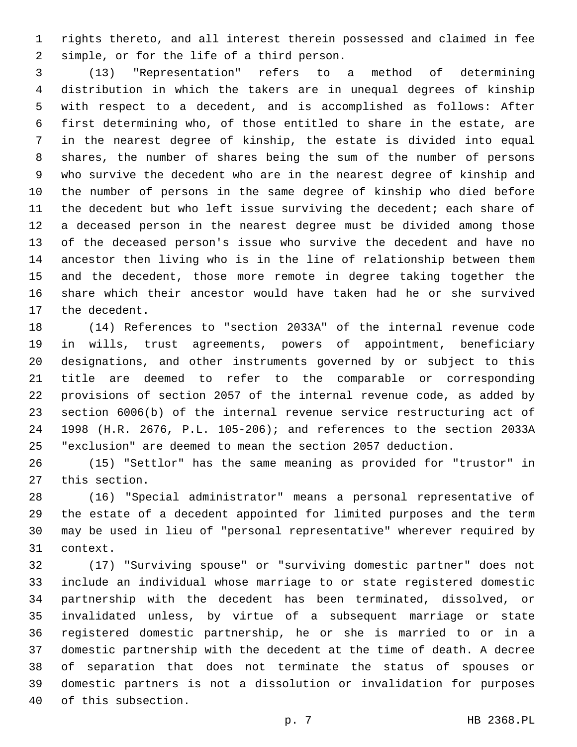rights thereto, and all interest therein possessed and claimed in fee simple, or for the life of a third person.

(13) "Representation" refers to a method of determining distribution in which the takers are in unequal degrees of kinship with respect to a decedent, and is accomplished as follows: After first determining who, of those entitled to share in the estate, are in the nearest degree of kinship, the estate is divided into equal shares, the number of shares being the sum of the number of persons who survive the decedent who are in the nearest degree of kinship and the number of persons in the same degree of kinship who died before the decedent but who left issue surviving the decedent; each share of a deceased person in the nearest degree must be divided among those of the deceased person's issue who survive the decedent and have no ancestor then living who is in the line of relationship between them and the decedent, those more remote in degree taking together the share which their ancestor would have taken had he or she survived the decedent.

(14) References to "section 2033A" of the internal revenue code in wills, trust agreements, powers of appointment, beneficiary designations, and other instruments governed by or subject to this title are deemed to refer to the comparable or corresponding provisions of section 2057 of the internal revenue code, as added by section 6006(b) of the internal revenue service restructuring act of 1998 (H.R. 2676, P.L. 105-206); and references to the section 2033A "exclusion" are deemed to mean the section 2057 deduction.

(15) "Settlor" has the same meaning as provided for "trustor" in this section.

(16) "Special administrator" means a personal representative of the estate of a decedent appointed for limited purposes and the term may be used in lieu of "personal representative" wherever required by context.

(17) "Surviving spouse" or "surviving domestic partner" does not include an individual whose marriage to or state registered domestic partnership with the decedent has been terminated, dissolved, or invalidated unless, by virtue of a subsequent marriage or state registered domestic partnership, he or she is married to or in a domestic partnership with the decedent at the time of death. A decree of separation that does not terminate the status of spouses or domestic partners is not a dissolution or invalidation for purposes of this subsection.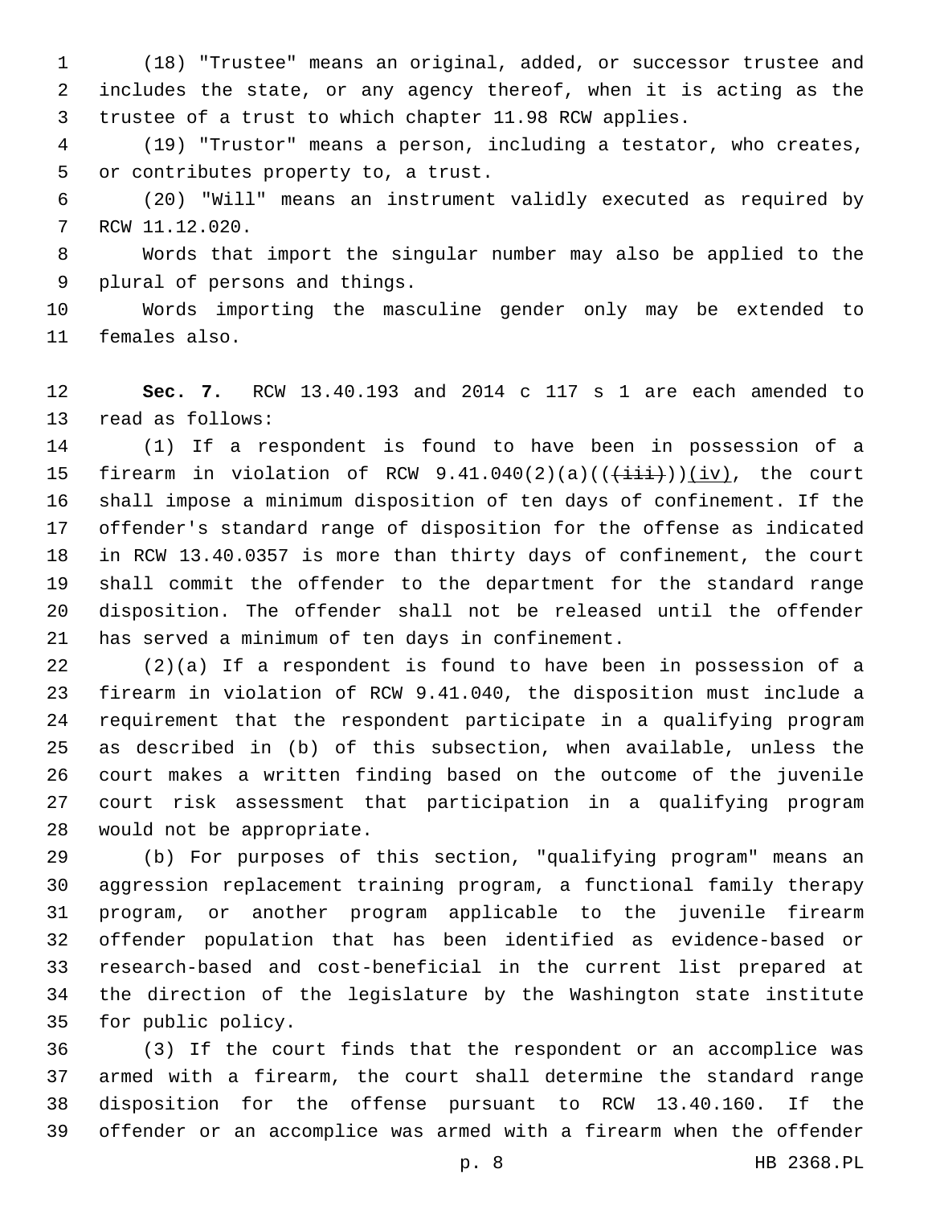(18) "Trustee" means an original, added, or successor trustee and includes the state, or any agency thereof, when it is acting as the trustee of a trust to which chapter 11.98 RCW applies.

(19) "Trustor" means a person, including a testator, who creates, or contributes property to, a trust.

(20) "Will" means an instrument validly executed as required by RCW 11.12.020.

Words that import the singular number may also be applied to the plural of persons and things.

Words importing the masculine gender only may be extended to females also.

**Sec. 7.** RCW 13.40.193 and 2014 c 117 s 1 are each amended to read as follows:

(1) If a respondent is found to have been in possession of a firearm in violation of RCW 9.41.040(2)(a)((~~(iii)~~))(iv), the court shall impose a minimum disposition of ten days of confinement. If the offender's standard range of disposition for the offense as indicated in RCW 13.40.0357 is more than thirty days of confinement, the court shall commit the offender to the department for the standard range disposition. The offender shall not be released until the offender has served a minimum of ten days in confinement.

(2)(a) If a respondent is found to have been in possession of a firearm in violation of RCW 9.41.040, the disposition must include a requirement that the respondent participate in a qualifying program as described in (b) of this subsection, when available, unless the court makes a written finding based on the outcome of the juvenile court risk assessment that participation in a qualifying program would not be appropriate.

(b) For purposes of this section, "qualifying program" means an aggression replacement training program, a functional family therapy program, or another program applicable to the juvenile firearm offender population that has been identified as evidence-based or research-based and cost-beneficial in the current list prepared at the direction of the legislature by the Washington state institute for public policy.

(3) If the court finds that the respondent or an accomplice was armed with a firearm, the court shall determine the standard range disposition for the offense pursuant to RCW 13.40.160. If the offender or an accomplice was armed with a firearm when the offender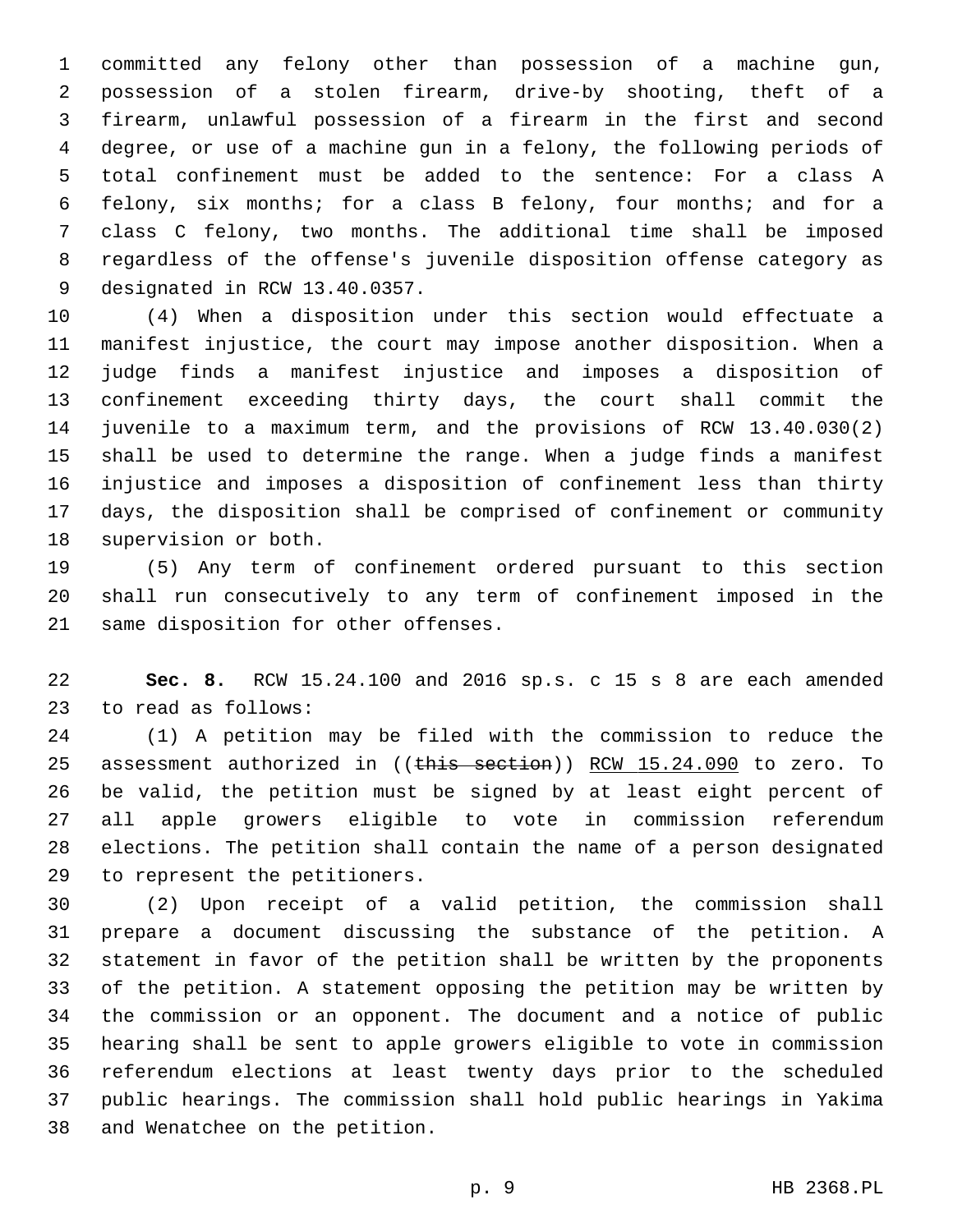committed any felony other than possession of a machine gun, possession of a stolen firearm, drive-by shooting, theft of a firearm, unlawful possession of a firearm in the first and second degree, or use of a machine gun in a felony, the following periods of total confinement must be added to the sentence: For a class A felony, six months; for a class B felony, four months; and for a class C felony, two months. The additional time shall be imposed regardless of the offense's juvenile disposition offense category as designated in RCW 13.40.0357.

(4) When a disposition under this section would effectuate a manifest injustice, the court may impose another disposition. When a judge finds a manifest injustice and imposes a disposition of confinement exceeding thirty days, the court shall commit the juvenile to a maximum term, and the provisions of RCW 13.40.030(2) shall be used to determine the range. When a judge finds a manifest injustice and imposes a disposition of confinement less than thirty days, the disposition shall be comprised of confinement or community supervision or both.

(5) Any term of confinement ordered pursuant to this section shall run consecutively to any term of confinement imposed in the same disposition for other offenses.

**Sec. 8.** RCW 15.24.100 and 2016 sp.s. c 15 s 8 are each amended to read as follows:

(1) A petition may be filed with the commission to reduce the assessment authorized in ((~~this section~~)) RCW 15.24.090 to zero. To be valid, the petition must be signed by at least eight percent of all apple growers eligible to vote in commission referendum elections. The petition shall contain the name of a person designated to represent the petitioners.

(2) Upon receipt of a valid petition, the commission shall prepare a document discussing the substance of the petition. A statement in favor of the petition shall be written by the proponents of the petition. A statement opposing the petition may be written by the commission or an opponent. The document and a notice of public hearing shall be sent to apple growers eligible to vote in commission referendum elections at least twenty days prior to the scheduled public hearings. The commission shall hold public hearings in Yakima and Wenatchee on the petition.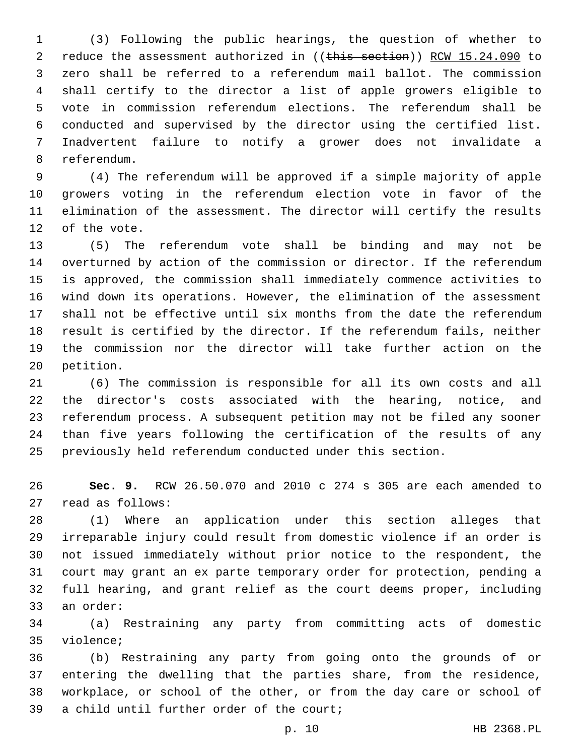(3) Following the public hearings, the question of whether to reduce the assessment authorized in ((~~this section~~)) <u>RCW 15.24.090</u> to zero shall be referred to a referendum mail ballot. The commission shall certify to the director a list of apple growers eligible to vote in commission referendum elections. The referendum shall be conducted and supervised by the director using the certified list. Inadvertent failure to notify a grower does not invalidate a referendum.

(4) The referendum will be approved if a simple majority of apple growers voting in the referendum election vote in favor of the elimination of the assessment. The director will certify the results of the vote.

(5) The referendum vote shall be binding and may not be overturned by action of the commission or director. If the referendum is approved, the commission shall immediately commence activities to wind down its operations. However, the elimination of the assessment shall not be effective until six months from the date the referendum result is certified by the director. If the referendum fails, neither the commission nor the director will take further action on the petition.

(6) The commission is responsible for all its own costs and all the director's costs associated with the hearing, notice, and referendum process. A subsequent petition may not be filed any sooner than five years following the certification of the results of any previously held referendum conducted under this section.

**Sec. 9.** RCW 26.50.070 and 2010 c 274 s 305 are each amended to read as follows:

(1) Where an application under this section alleges that irreparable injury could result from domestic violence if an order is not issued immediately without prior notice to the respondent, the court may grant an ex parte temporary order for protection, pending a full hearing, and grant relief as the court deems proper, including an order:

(a) Restraining any party from committing acts of domestic violence;

(b) Restraining any party from going onto the grounds of or entering the dwelling that the parties share, from the residence, workplace, or school of the other, or from the day care or school of a child until further order of the court;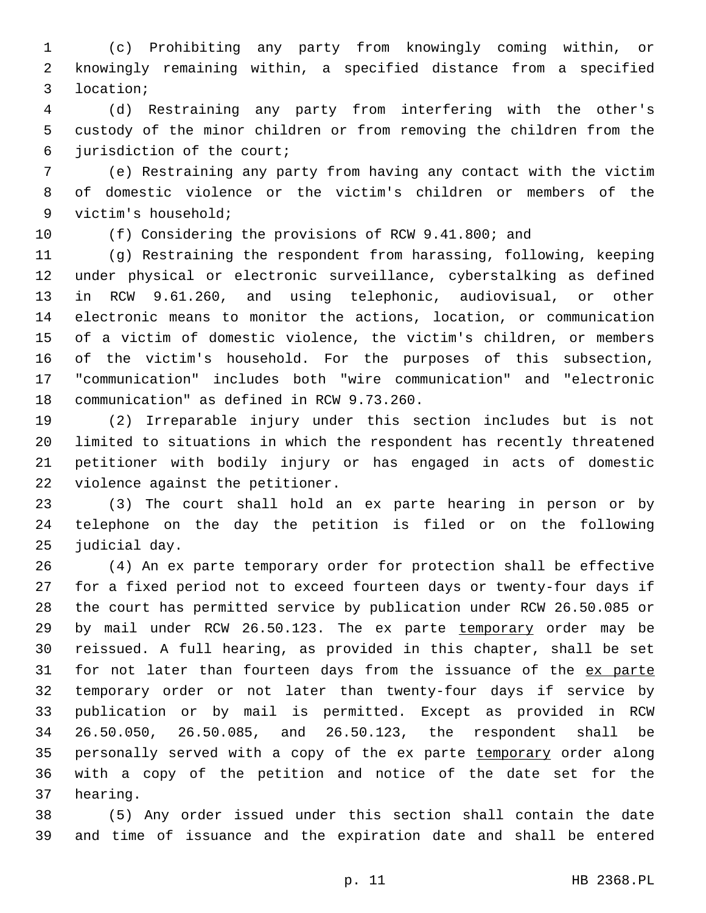(c) Prohibiting any party from knowingly coming within, or knowingly remaining within, a specified distance from a specified location;

(d) Restraining any party from interfering with the other's custody of the minor children or from removing the children from the jurisdiction of the court;

(e) Restraining any party from having any contact with the victim of domestic violence or the victim's children or members of the victim's household;

(f) Considering the provisions of RCW 9.41.800; and

(g) Restraining the respondent from harassing, following, keeping under physical or electronic surveillance, cyberstalking as defined in RCW 9.61.260, and using telephonic, audiovisual, or other electronic means to monitor the actions, location, or communication of a victim of domestic violence, the victim's children, or members of the victim's household. For the purposes of this subsection, "communication" includes both "wire communication" and "electronic communication" as defined in RCW 9.73.260.

(2) Irreparable injury under this section includes but is not limited to situations in which the respondent has recently threatened petitioner with bodily injury or has engaged in acts of domestic violence against the petitioner.

(3) The court shall hold an ex parte hearing in person or by telephone on the day the petition is filed or on the following judicial day.

(4) An ex parte temporary order for protection shall be effective for a fixed period not to exceed fourteen days or twenty-four days if the court has permitted service by publication under RCW 26.50.085 or by mail under RCW 26.50.123. The ex parte <u>temporary</u> order may be reissued. A full hearing, as provided in this chapter, shall be set for not later than fourteen days from the issuance of the <u>ex parte</u> temporary order or not later than twenty-four days if service by publication or by mail is permitted. Except as provided in RCW 26.50.050, 26.50.085, and 26.50.123, the respondent shall be personally served with a copy of the ex parte <u>temporary</u> order along with a copy of the petition and notice of the date set for the hearing.

(5) Any order issued under this section shall contain the date and time of issuance and the expiration date and shall be entered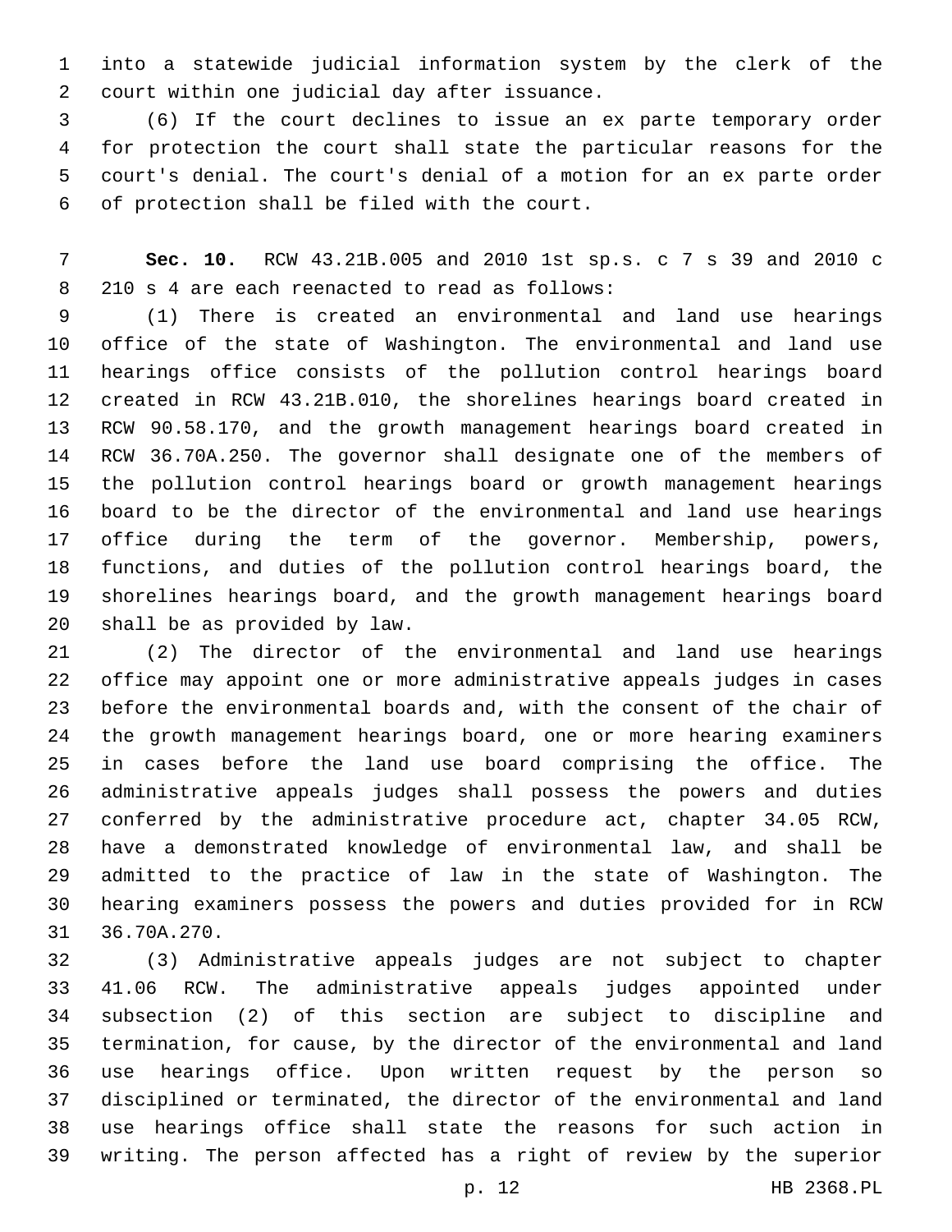into a statewide judicial information system by the clerk of the court within one judicial day after issuance.

(6) If the court declines to issue an ex parte temporary order for protection the court shall state the particular reasons for the court's denial. The court's denial of a motion for an ex parte order of protection shall be filed with the court.

**Sec. 10.** RCW 43.21B.005 and 2010 1st sp.s. c 7 s 39 and 2010 c 210 s 4 are each reenacted to read as follows:

(1) There is created an environmental and land use hearings office of the state of Washington. The environmental and land use hearings office consists of the pollution control hearings board created in RCW 43.21B.010, the shorelines hearings board created in RCW 90.58.170, and the growth management hearings board created in RCW 36.70A.250. The governor shall designate one of the members of the pollution control hearings board or growth management hearings board to be the director of the environmental and land use hearings office during the term of the governor. Membership, powers, functions, and duties of the pollution control hearings board, the shorelines hearings board, and the growth management hearings board shall be as provided by law.

(2) The director of the environmental and land use hearings office may appoint one or more administrative appeals judges in cases before the environmental boards and, with the consent of the chair of the growth management hearings board, one or more hearing examiners in cases before the land use board comprising the office. The administrative appeals judges shall possess the powers and duties conferred by the administrative procedure act, chapter 34.05 RCW, have a demonstrated knowledge of environmental law, and shall be admitted to the practice of law in the state of Washington. The hearing examiners possess the powers and duties provided for in RCW 36.70A.270.

(3) Administrative appeals judges are not subject to chapter 41.06 RCW. The administrative appeals judges appointed under subsection (2) of this section are subject to discipline and termination, for cause, by the director of the environmental and land use hearings office. Upon written request by the person so disciplined or terminated, the director of the environmental and land use hearings office shall state the reasons for such action in writing. The person affected has a right of review by the superior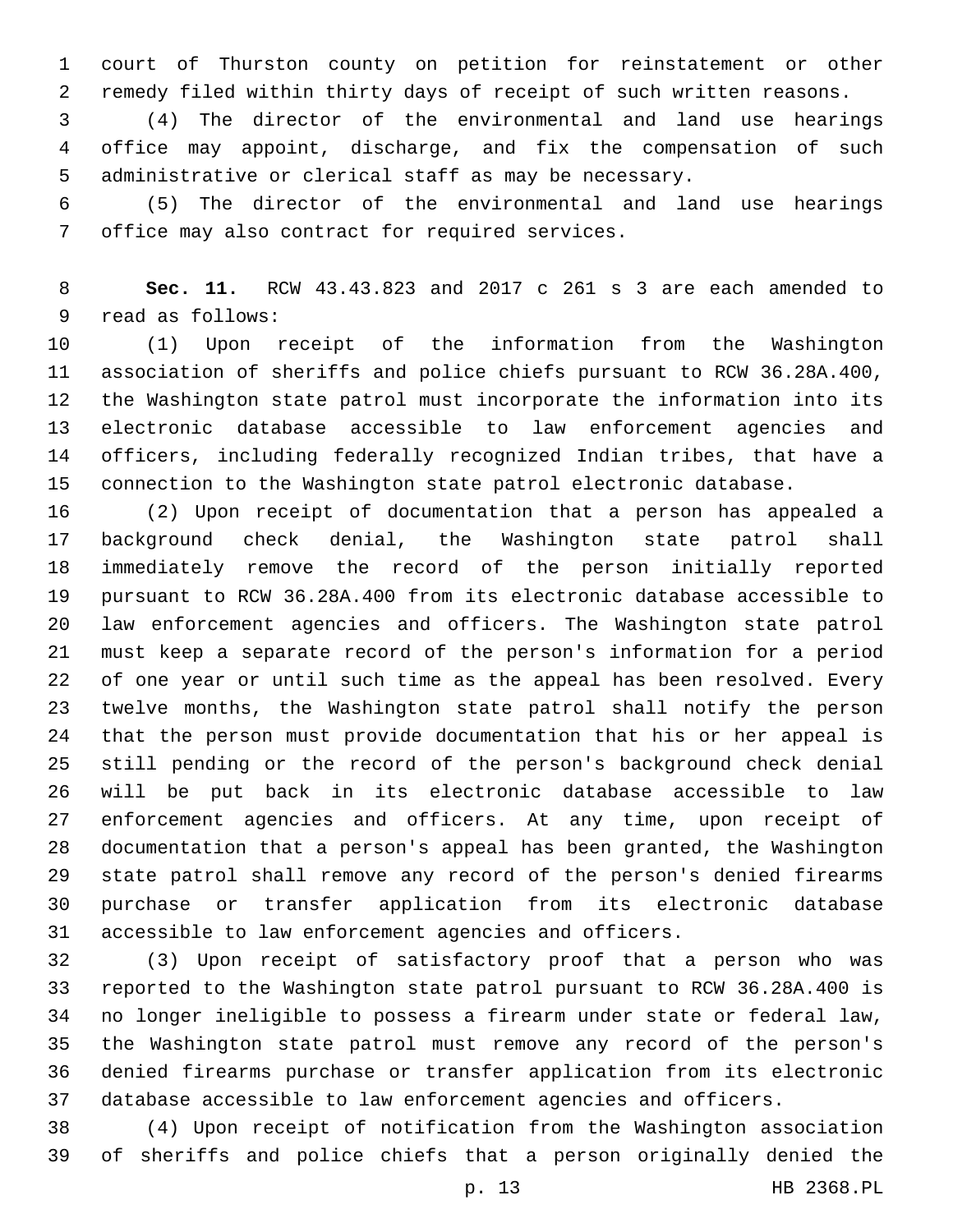court of Thurston county on petition for reinstatement or other remedy filed within thirty days of receipt of such written reasons.

(4) The director of the environmental and land use hearings office may appoint, discharge, and fix the compensation of such administrative or clerical staff as may be necessary.

(5) The director of the environmental and land use hearings office may also contract for required services.

**Sec. 11.** RCW 43.43.823 and 2017 c 261 s 3 are each amended to read as follows:

(1) Upon receipt of the information from the Washington association of sheriffs and police chiefs pursuant to RCW 36.28A.400, the Washington state patrol must incorporate the information into its electronic database accessible to law enforcement agencies and officers, including federally recognized Indian tribes, that have a connection to the Washington state patrol electronic database.

(2) Upon receipt of documentation that a person has appealed a background check denial, the Washington state patrol shall immediately remove the record of the person initially reported pursuant to RCW 36.28A.400 from its electronic database accessible to law enforcement agencies and officers. The Washington state patrol must keep a separate record of the person's information for a period of one year or until such time as the appeal has been resolved. Every twelve months, the Washington state patrol shall notify the person that the person must provide documentation that his or her appeal is still pending or the record of the person's background check denial will be put back in its electronic database accessible to law enforcement agencies and officers. At any time, upon receipt of documentation that a person's appeal has been granted, the Washington state patrol shall remove any record of the person's denied firearms purchase or transfer application from its electronic database accessible to law enforcement agencies and officers.

(3) Upon receipt of satisfactory proof that a person who was reported to the Washington state patrol pursuant to RCW 36.28A.400 is no longer ineligible to possess a firearm under state or federal law, the Washington state patrol must remove any record of the person's denied firearms purchase or transfer application from its electronic database accessible to law enforcement agencies and officers.

(4) Upon receipt of notification from the Washington association of sheriffs and police chiefs that a person originally denied the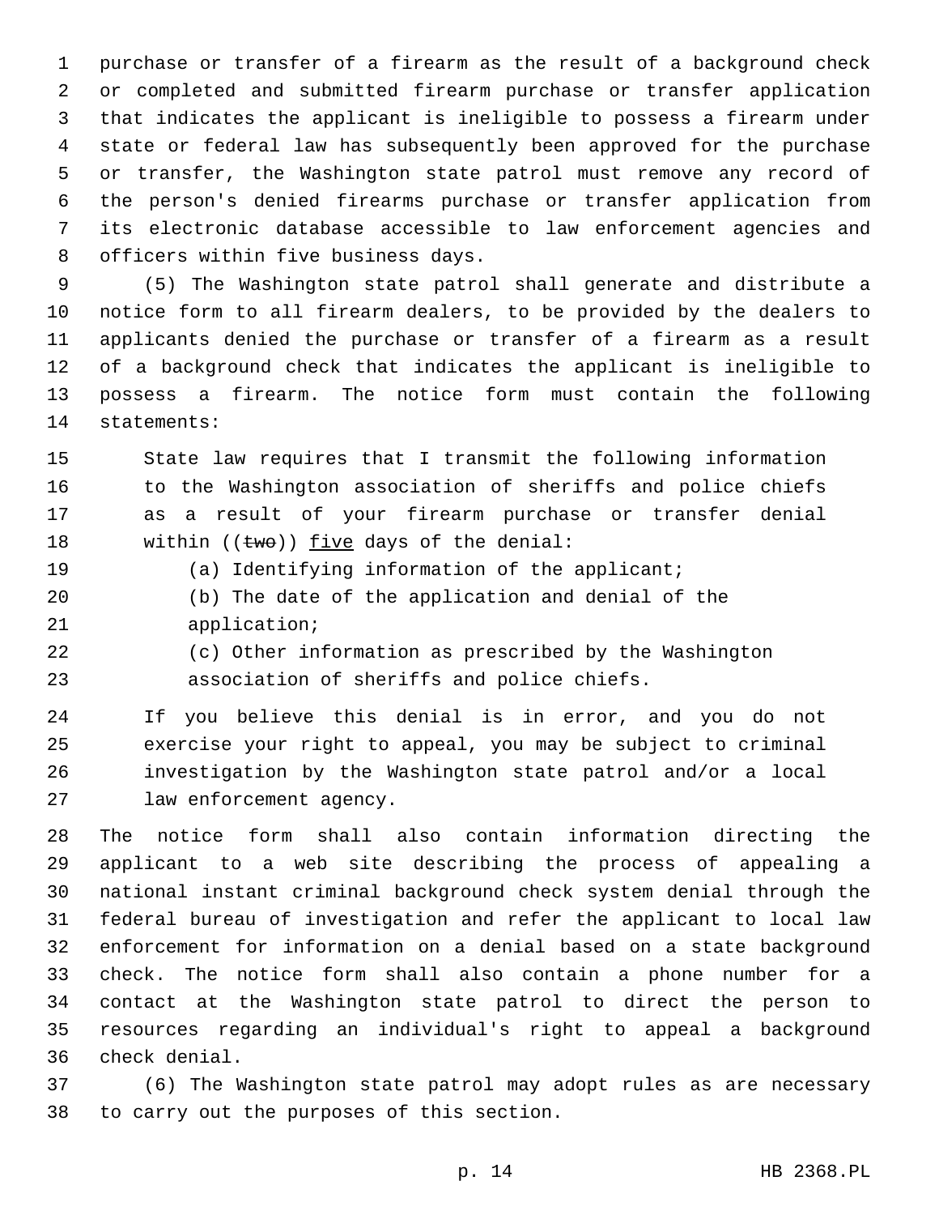purchase or transfer of a firearm as the result of a background check or completed and submitted firearm purchase or transfer application that indicates the applicant is ineligible to possess a firearm under state or federal law has subsequently been approved for the purchase or transfer, the Washington state patrol must remove any record of the person's denied firearms purchase or transfer application from its electronic database accessible to law enforcement agencies and officers within five business days.

(5) The Washington state patrol shall generate and distribute a notice form to all firearm dealers, to be provided by the dealers to applicants denied the purchase or transfer of a firearm as a result of a background check that indicates the applicant is ineligible to possess a firearm. The notice form must contain the following statements:

> State law requires that I transmit the following information to the Washington association of sheriffs and police chiefs as a result of your firearm purchase or transfer denial within ((~~two~~)) <u>five</u> days of the denial:
>
> (a) Identifying information of the applicant;
>
> (b) The date of the application and denial of the application;
>
> (c) Other information as prescribed by the Washington association of sheriffs and police chiefs.
>
> If you believe this denial is in error, and you do not exercise your right to appeal, you may be subject to criminal investigation by the Washington state patrol and/or a local law enforcement agency.

The notice form shall also contain information directing the applicant to a web site describing the process of appealing a national instant criminal background check system denial through the federal bureau of investigation and refer the applicant to local law enforcement for information on a denial based on a state background check. The notice form shall also contain a phone number for a contact at the Washington state patrol to direct the person to resources regarding an individual's right to appeal a background check denial.

(6) The Washington state patrol may adopt rules as are necessary to carry out the purposes of this section.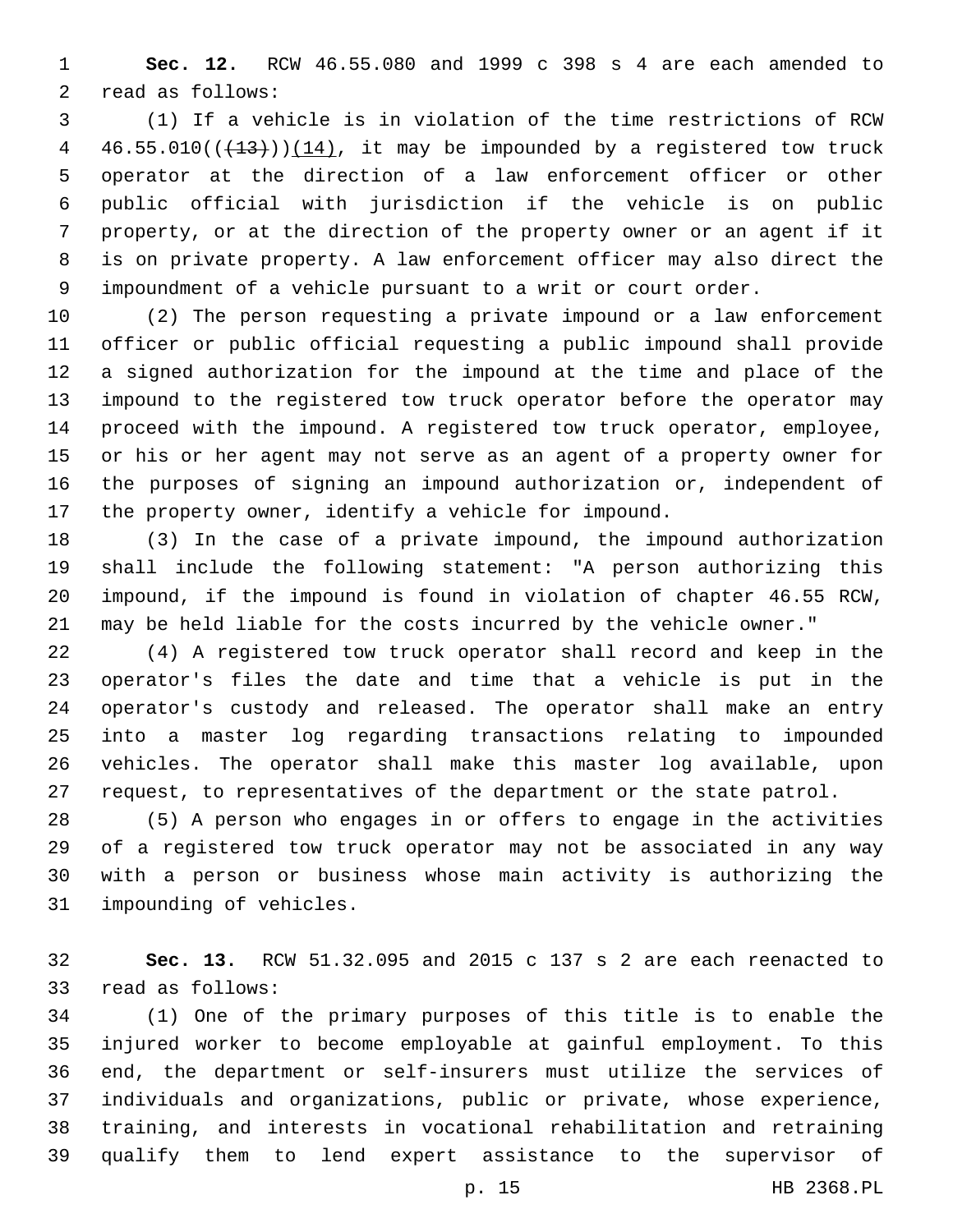**Sec. 12.** RCW 46.55.080 and 1999 c 398 s 4 are each amended to read as follows:

(1) If a vehicle is in violation of the time restrictions of RCW 46.55.010((~~(13)~~))(14), it may be impounded by a registered tow truck operator at the direction of a law enforcement officer or other public official with jurisdiction if the vehicle is on public property, or at the direction of the property owner or an agent if it is on private property. A law enforcement officer may also direct the impoundment of a vehicle pursuant to a writ or court order.

(2) The person requesting a private impound or a law enforcement officer or public official requesting a public impound shall provide a signed authorization for the impound at the time and place of the impound to the registered tow truck operator before the operator may proceed with the impound. A registered tow truck operator, employee, or his or her agent may not serve as an agent of a property owner for the purposes of signing an impound authorization or, independent of the property owner, identify a vehicle for impound.

(3) In the case of a private impound, the impound authorization shall include the following statement: "A person authorizing this impound, if the impound is found in violation of chapter 46.55 RCW, may be held liable for the costs incurred by the vehicle owner."

(4) A registered tow truck operator shall record and keep in the operator's files the date and time that a vehicle is put in the operator's custody and released. The operator shall make an entry into a master log regarding transactions relating to impounded vehicles. The operator shall make this master log available, upon request, to representatives of the department or the state patrol.

(5) A person who engages in or offers to engage in the activities of a registered tow truck operator may not be associated in any way with a person or business whose main activity is authorizing the impounding of vehicles.

**Sec. 13.** RCW 51.32.095 and 2015 c 137 s 2 are each reenacted to read as follows:

(1) One of the primary purposes of this title is to enable the injured worker to become employable at gainful employment. To this end, the department or self-insurers must utilize the services of individuals and organizations, public or private, whose experience, training, and interests in vocational rehabilitation and retraining qualify them to lend expert assistance to the supervisor of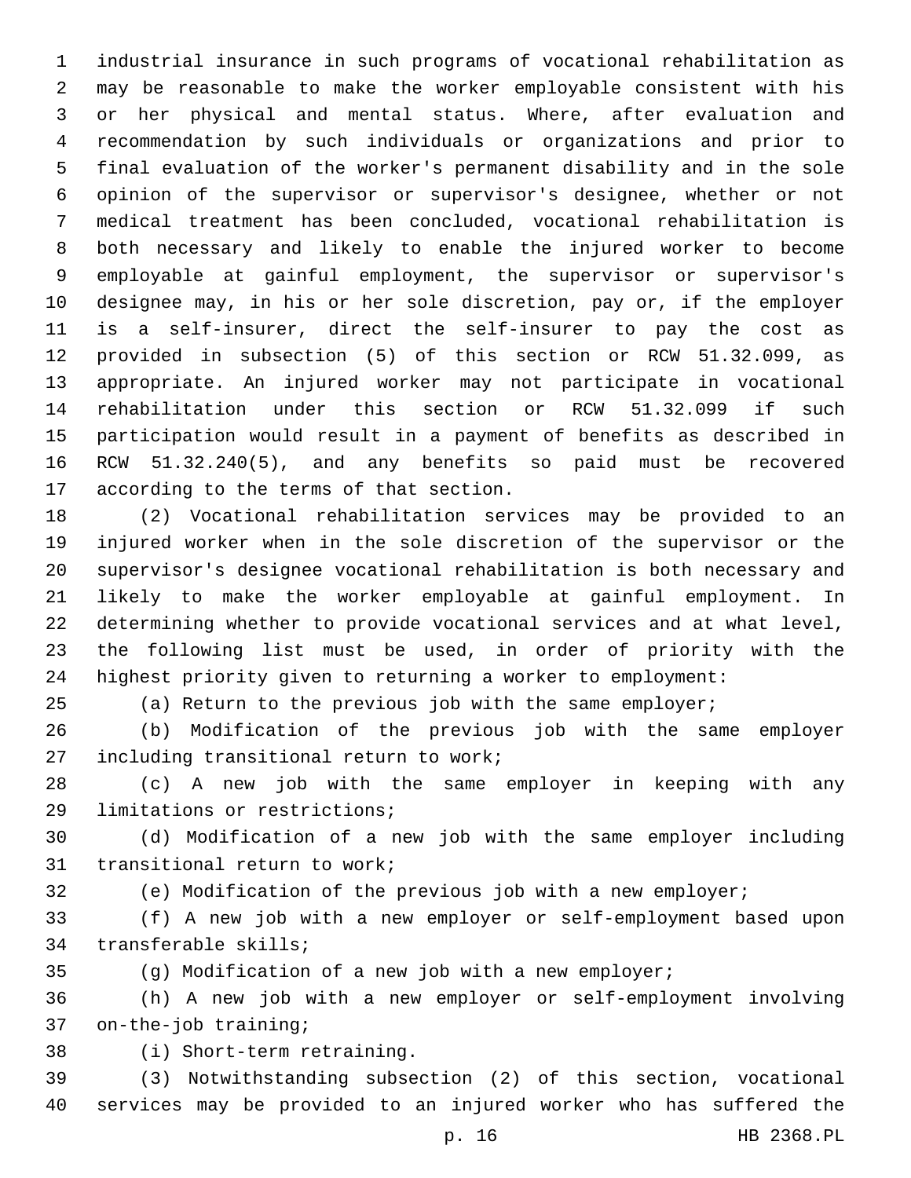industrial insurance in such programs of vocational rehabilitation as may be reasonable to make the worker employable consistent with his or her physical and mental status. Where, after evaluation and recommendation by such individuals or organizations and prior to final evaluation of the worker's permanent disability and in the sole opinion of the supervisor or supervisor's designee, whether or not medical treatment has been concluded, vocational rehabilitation is both necessary and likely to enable the injured worker to become employable at gainful employment, the supervisor or supervisor's designee may, in his or her sole discretion, pay or, if the employer is a self-insurer, direct the self-insurer to pay the cost as provided in subsection (5) of this section or RCW 51.32.099, as appropriate. An injured worker may not participate in vocational rehabilitation under this section or RCW 51.32.099 if such participation would result in a payment of benefits as described in RCW 51.32.240(5), and any benefits so paid must be recovered according to the terms of that section.

(2) Vocational rehabilitation services may be provided to an injured worker when in the sole discretion of the supervisor or the supervisor's designee vocational rehabilitation is both necessary and likely to make the worker employable at gainful employment. In determining whether to provide vocational services and at what level, the following list must be used, in order of priority with the highest priority given to returning a worker to employment:

(a) Return to the previous job with the same employer;

(b) Modification of the previous job with the same employer including transitional return to work;

(c) A new job with the same employer in keeping with any limitations or restrictions;

(d) Modification of a new job with the same employer including transitional return to work;

(e) Modification of the previous job with a new employer;

(f) A new job with a new employer or self-employment based upon transferable skills;

(g) Modification of a new job with a new employer;

(h) A new job with a new employer or self-employment involving on-the-job training;

(i) Short-term retraining.

(3) Notwithstanding subsection (2) of this section, vocational services may be provided to an injured worker who has suffered the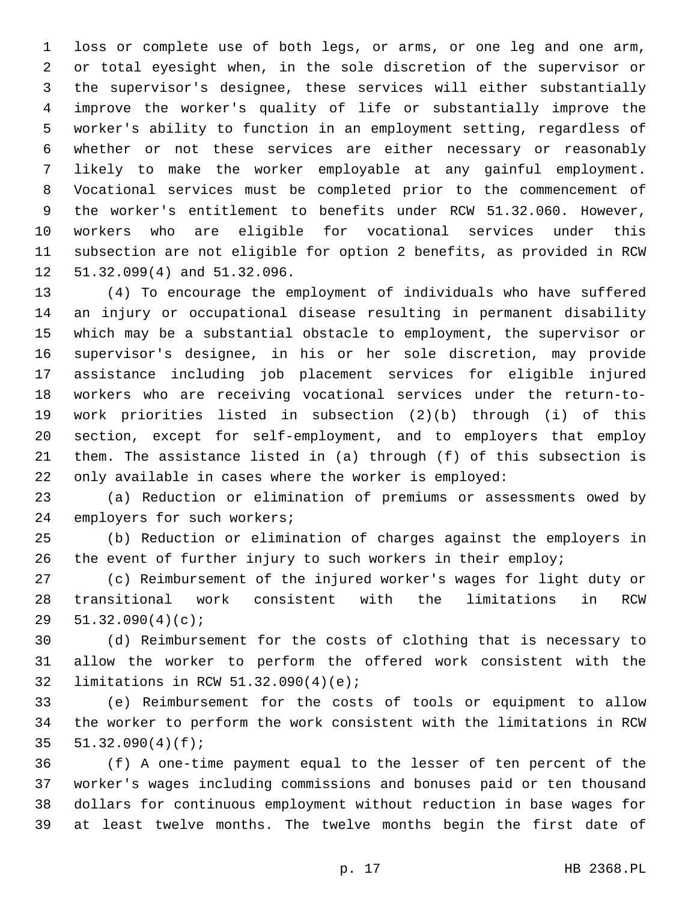loss or complete use of both legs, or arms, or one leg and one arm, or total eyesight when, in the sole discretion of the supervisor or the supervisor's designee, these services will either substantially improve the worker's quality of life or substantially improve the worker's ability to function in an employment setting, regardless of whether or not these services are either necessary or reasonably likely to make the worker employable at any gainful employment. Vocational services must be completed prior to the commencement of the worker's entitlement to benefits under RCW 51.32.060. However, workers who are eligible for vocational services under this subsection are not eligible for option 2 benefits, as provided in RCW 51.32.099(4) and 51.32.096.

(4) To encourage the employment of individuals who have suffered an injury or occupational disease resulting in permanent disability which may be a substantial obstacle to employment, the supervisor or supervisor's designee, in his or her sole discretion, may provide assistance including job placement services for eligible injured workers who are receiving vocational services under the return-to-work priorities listed in subsection (2)(b) through (i) of this section, except for self-employment, and to employers that employ them. The assistance listed in (a) through (f) of this subsection is only available in cases where the worker is employed:

(a) Reduction or elimination of premiums or assessments owed by employers for such workers;

(b) Reduction or elimination of charges against the employers in the event of further injury to such workers in their employ;

(c) Reimbursement of the injured worker's wages for light duty or transitional work consistent with the limitations in RCW 51.32.090(4)(c);

(d) Reimbursement for the costs of clothing that is necessary to allow the worker to perform the offered work consistent with the limitations in RCW 51.32.090(4)(e);

(e) Reimbursement for the costs of tools or equipment to allow the worker to perform the work consistent with the limitations in RCW 51.32.090(4)(f);

(f) A one-time payment equal to the lesser of ten percent of the worker's wages including commissions and bonuses paid or ten thousand dollars for continuous employment without reduction in base wages for at least twelve months. The twelve months begin the first date of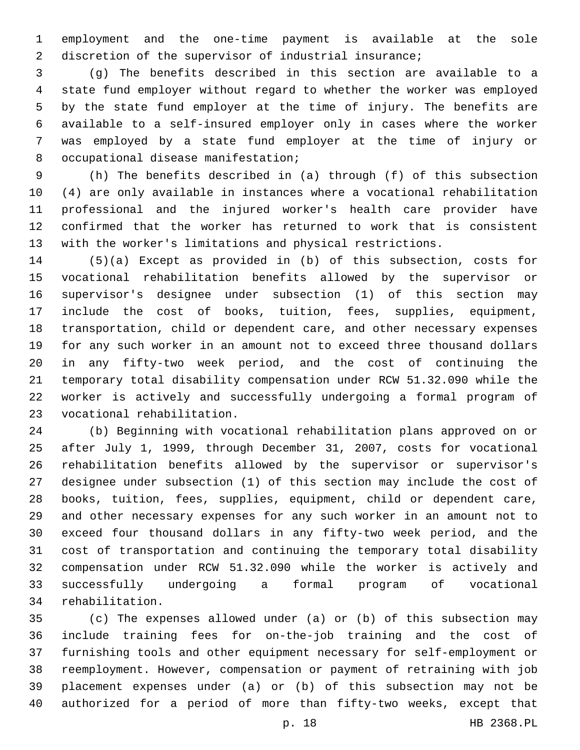employment and the one-time payment is available at the sole discretion of the supervisor of industrial insurance;

(g) The benefits described in this section are available to a state fund employer without regard to whether the worker was employed by the state fund employer at the time of injury. The benefits are available to a self-insured employer only in cases where the worker was employed by a state fund employer at the time of injury or occupational disease manifestation;

(h) The benefits described in (a) through (f) of this subsection (4) are only available in instances where a vocational rehabilitation professional and the injured worker's health care provider have confirmed that the worker has returned to work that is consistent with the worker's limitations and physical restrictions.

(5)(a) Except as provided in (b) of this subsection, costs for vocational rehabilitation benefits allowed by the supervisor or supervisor's designee under subsection (1) of this section may include the cost of books, tuition, fees, supplies, equipment, transportation, child or dependent care, and other necessary expenses for any such worker in an amount not to exceed three thousand dollars in any fifty-two week period, and the cost of continuing the temporary total disability compensation under RCW 51.32.090 while the worker is actively and successfully undergoing a formal program of vocational rehabilitation.

(b) Beginning with vocational rehabilitation plans approved on or after July 1, 1999, through December 31, 2007, costs for vocational rehabilitation benefits allowed by the supervisor or supervisor's designee under subsection (1) of this section may include the cost of books, tuition, fees, supplies, equipment, child or dependent care, and other necessary expenses for any such worker in an amount not to exceed four thousand dollars in any fifty-two week period, and the cost of transportation and continuing the temporary total disability compensation under RCW 51.32.090 while the worker is actively and successfully undergoing a formal program of vocational rehabilitation.

(c) The expenses allowed under (a) or (b) of this subsection may include training fees for on-the-job training and the cost of furnishing tools and other equipment necessary for self-employment or reemployment. However, compensation or payment of retraining with job placement expenses under (a) or (b) of this subsection may not be authorized for a period of more than fifty-two weeks, except that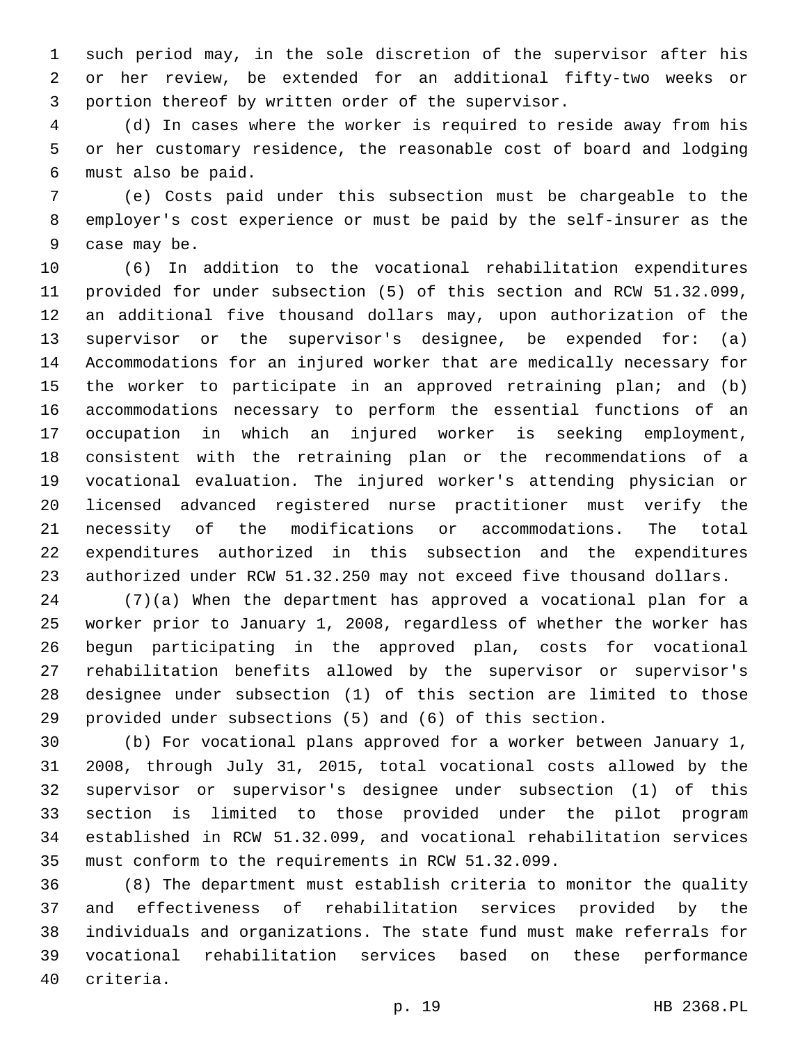such period may, in the sole discretion of the supervisor after his or her review, be extended for an additional fifty-two weeks or portion thereof by written order of the supervisor.

(d) In cases where the worker is required to reside away from his or her customary residence, the reasonable cost of board and lodging must also be paid.

(e) Costs paid under this subsection must be chargeable to the employer's cost experience or must be paid by the self-insurer as the case may be.

(6) In addition to the vocational rehabilitation expenditures provided for under subsection (5) of this section and RCW 51.32.099, an additional five thousand dollars may, upon authorization of the supervisor or the supervisor's designee, be expended for: (a) Accommodations for an injured worker that are medically necessary for the worker to participate in an approved retraining plan; and (b) accommodations necessary to perform the essential functions of an occupation in which an injured worker is seeking employment, consistent with the retraining plan or the recommendations of a vocational evaluation. The injured worker's attending physician or licensed advanced registered nurse practitioner must verify the necessity of the modifications or accommodations. The total expenditures authorized in this subsection and the expenditures authorized under RCW 51.32.250 may not exceed five thousand dollars.

(7)(a) When the department has approved a vocational plan for a worker prior to January 1, 2008, regardless of whether the worker has begun participating in the approved plan, costs for vocational rehabilitation benefits allowed by the supervisor or supervisor's designee under subsection (1) of this section are limited to those provided under subsections (5) and (6) of this section.

(b) For vocational plans approved for a worker between January 1, 2008, through July 31, 2015, total vocational costs allowed by the supervisor or supervisor's designee under subsection (1) of this section is limited to those provided under the pilot program established in RCW 51.32.099, and vocational rehabilitation services must conform to the requirements in RCW 51.32.099.

(8) The department must establish criteria to monitor the quality and effectiveness of rehabilitation services provided by the individuals and organizations. The state fund must make referrals for vocational rehabilitation services based on these performance criteria.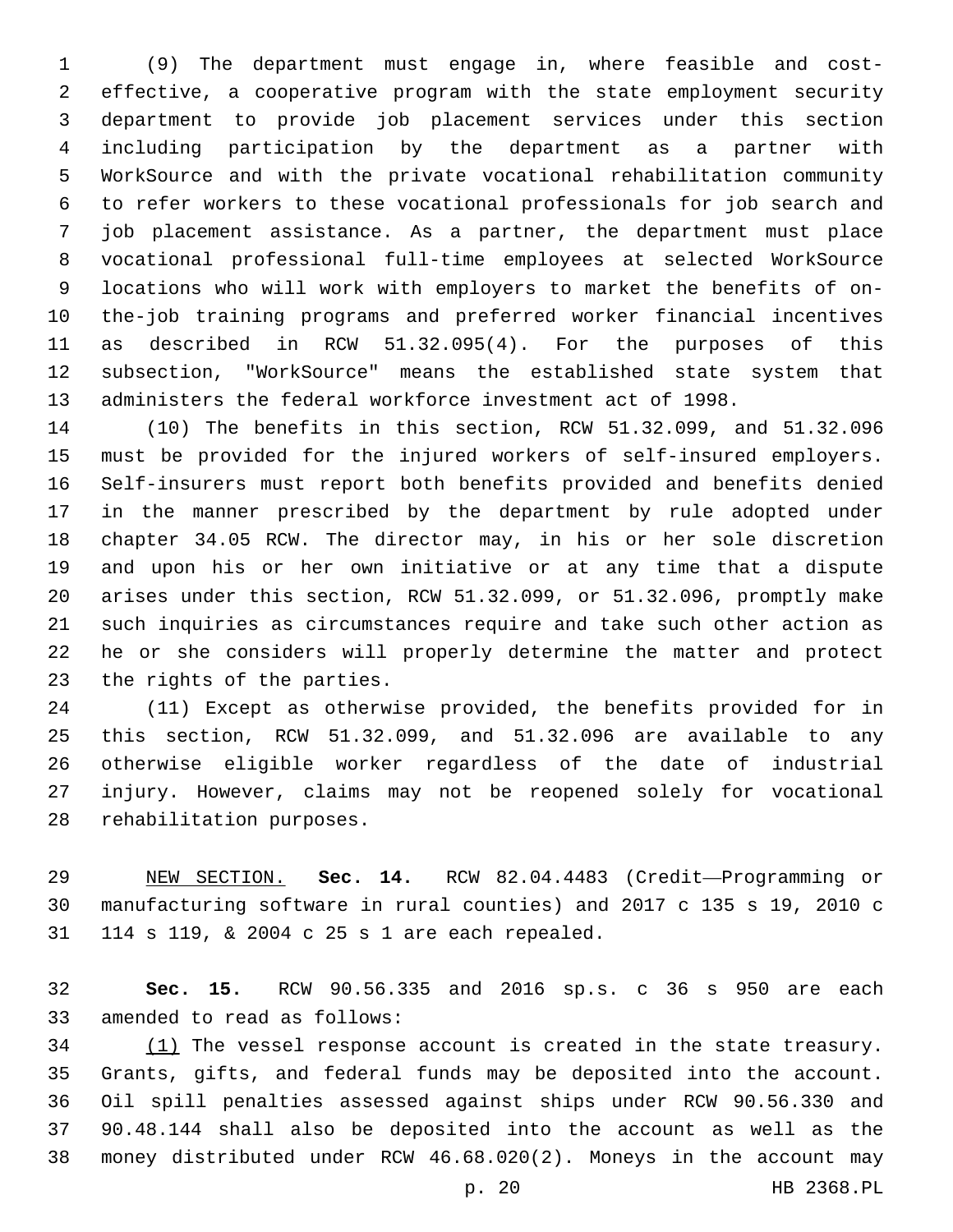(9) The department must engage in, where feasible and cost-effective, a cooperative program with the state employment security department to provide job placement services under this section including participation by the department as a partner with WorkSource and with the private vocational rehabilitation community to refer workers to these vocational professionals for job search and job placement assistance. As a partner, the department must place vocational professional full-time employees at selected WorkSource locations who will work with employers to market the benefits of on-the-job training programs and preferred worker financial incentives as described in RCW 51.32.095(4). For the purposes of this subsection, "WorkSource" means the established state system that administers the federal workforce investment act of 1998.

(10) The benefits in this section, RCW 51.32.099, and 51.32.096 must be provided for the injured workers of self-insured employers. Self-insurers must report both benefits provided and benefits denied in the manner prescribed by the department by rule adopted under chapter 34.05 RCW. The director may, in his or her sole discretion and upon his or her own initiative or at any time that a dispute arises under this section, RCW 51.32.099, or 51.32.096, promptly make such inquiries as circumstances require and take such other action as he or she considers will properly determine the matter and protect the rights of the parties.

(11) Except as otherwise provided, the benefits provided for in this section, RCW 51.32.099, and 51.32.096 are available to any otherwise eligible worker regardless of the date of industrial injury. However, claims may not be reopened solely for vocational rehabilitation purposes.

NEW SECTION. **Sec. 14.** RCW 82.04.4483 (Credit—Programming or manufacturing software in rural counties) and 2017 c 135 s 19, 2010 c 114 s 119, & 2004 c 25 s 1 are each repealed.

**Sec. 15.** RCW 90.56.335 and 2016 sp.s. c 36 s 950 are each amended to read as follows:

(1) The vessel response account is created in the state treasury. Grants, gifts, and federal funds may be deposited into the account. Oil spill penalties assessed against ships under RCW 90.56.330 and 90.48.144 shall also be deposited into the account as well as the money distributed under RCW 46.68.020(2). Moneys in the account may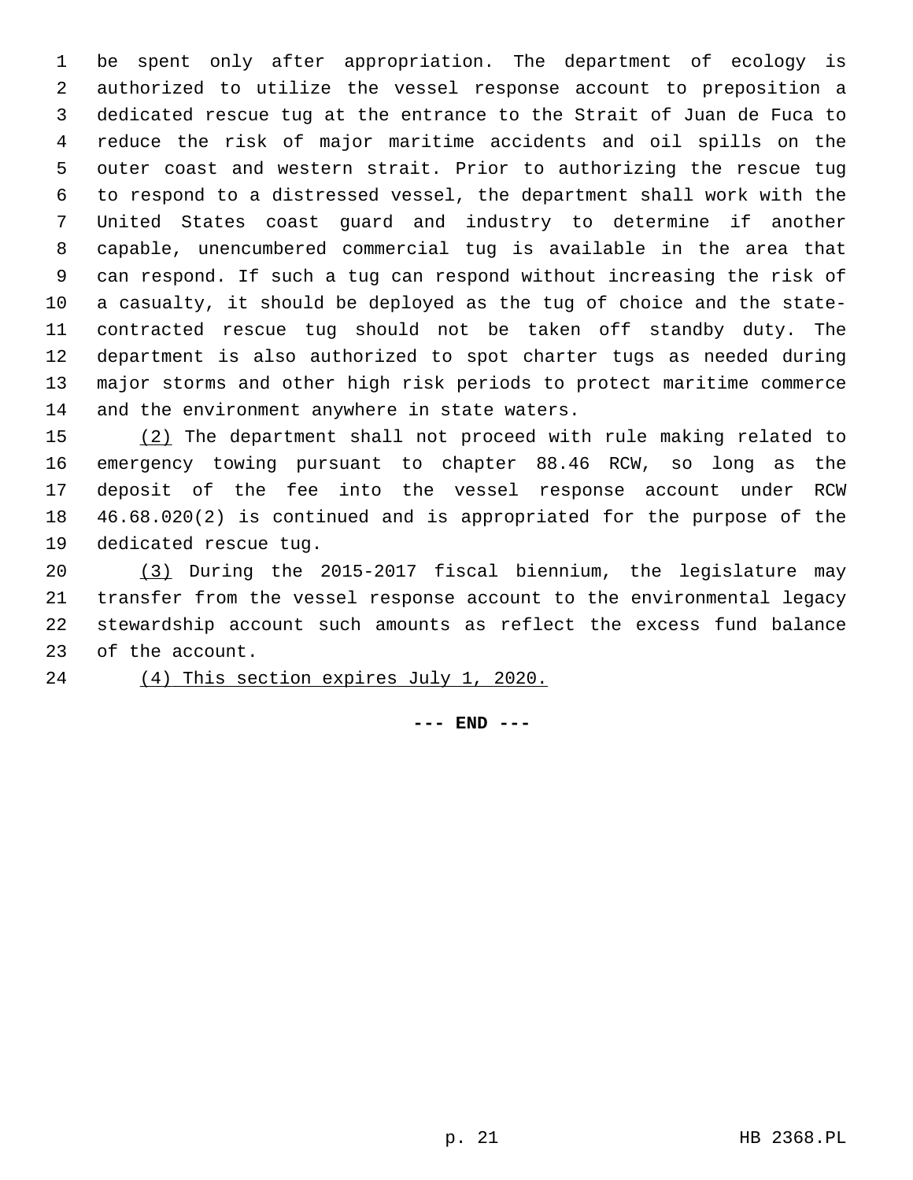be spent only after appropriation. The department of ecology is authorized to utilize the vessel response account to preposition a dedicated rescue tug at the entrance to the Strait of Juan de Fuca to reduce the risk of major maritime accidents and oil spills on the outer coast and western strait. Prior to authorizing the rescue tug to respond to a distressed vessel, the department shall work with the United States coast guard and industry to determine if another capable, unencumbered commercial tug is available in the area that can respond. If such a tug can respond without increasing the risk of a casualty, it should be deployed as the tug of choice and the state-contracted rescue tug should not be taken off standby duty. The department is also authorized to spot charter tugs as needed during major storms and other high risk periods to protect maritime commerce and the environment anywhere in state waters.

(2) The department shall not proceed with rule making related to emergency towing pursuant to chapter 88.46 RCW, so long as the deposit of the fee into the vessel response account under RCW 46.68.020(2) is continued and is appropriated for the purpose of the dedicated rescue tug.

(3) During the 2015-2017 fiscal biennium, the legislature may transfer from the vessel response account to the environmental legacy stewardship account such amounts as reflect the excess fund balance of the account.

(4) This section expires July 1, 2020.

**--- END ---**